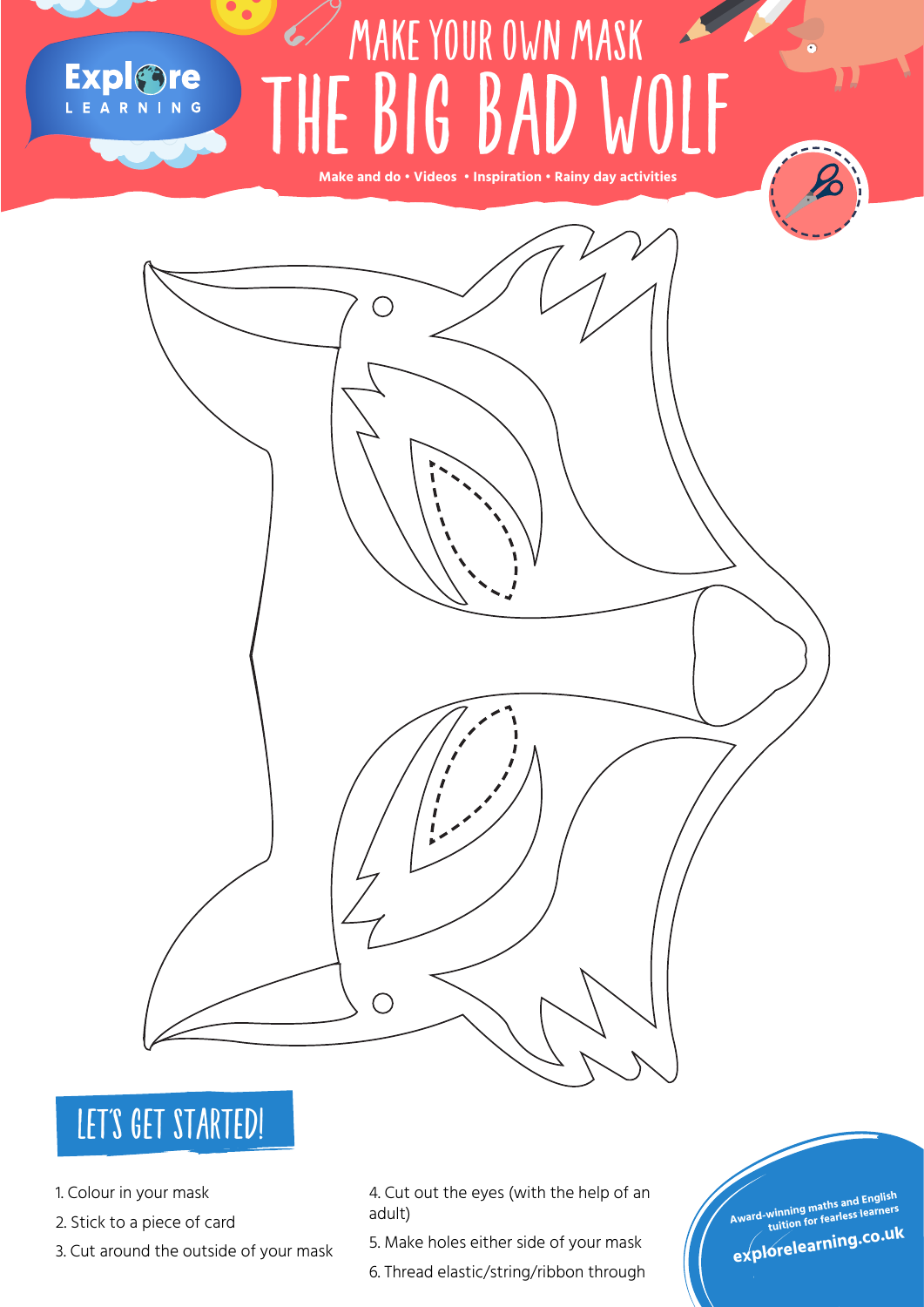Explore LEARNING

# MAKE YOUR OWN MASK
# THE BIG BAD WOLF

**Make and do • Videos • Inspiration • Rainy day activities**

## LET'S GET STARTED!

1. Colour in your mask
2. Stick to a piece of card
3. Cut around the outside of your mask
4. Cut out the eyes (with the help of an adult)
5. Make holes either side of your mask
6. Thread elastic/string/ribbon through

Award-winning maths and English tuition for fearless learners
explorelearning.co.uk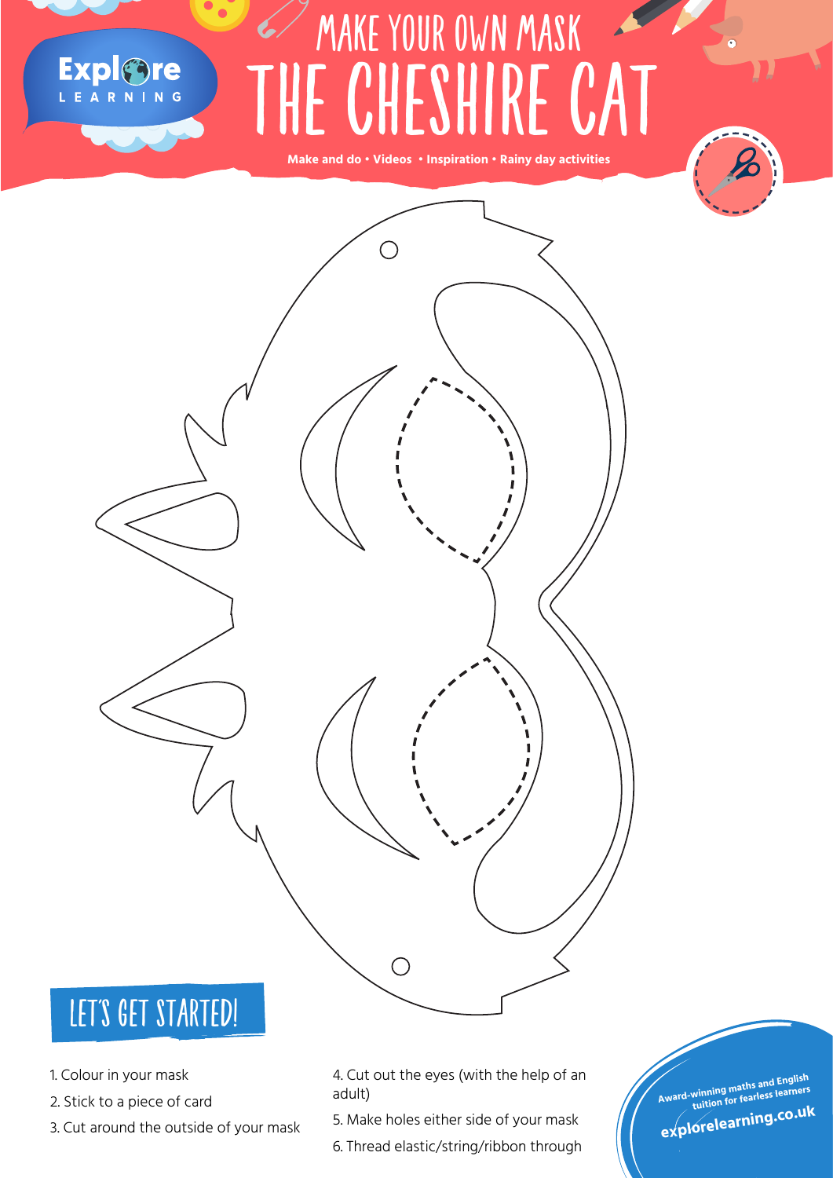# MAKE YOUR OWN MASK
# THE CHESHIRE CAT

Make and do • Videos • Inspiration • Rainy day activities

## LET'S GET STARTED!

1. Colour in your mask
2. Stick to a piece of card
3. Cut around the outside of your mask
4. Cut out the eyes (with the help of an adult)
5. Make holes either side of your mask
6. Thread elastic/string/ribbon through

Award-winning maths and English tuition for fearless learners

explorelearning.co.uk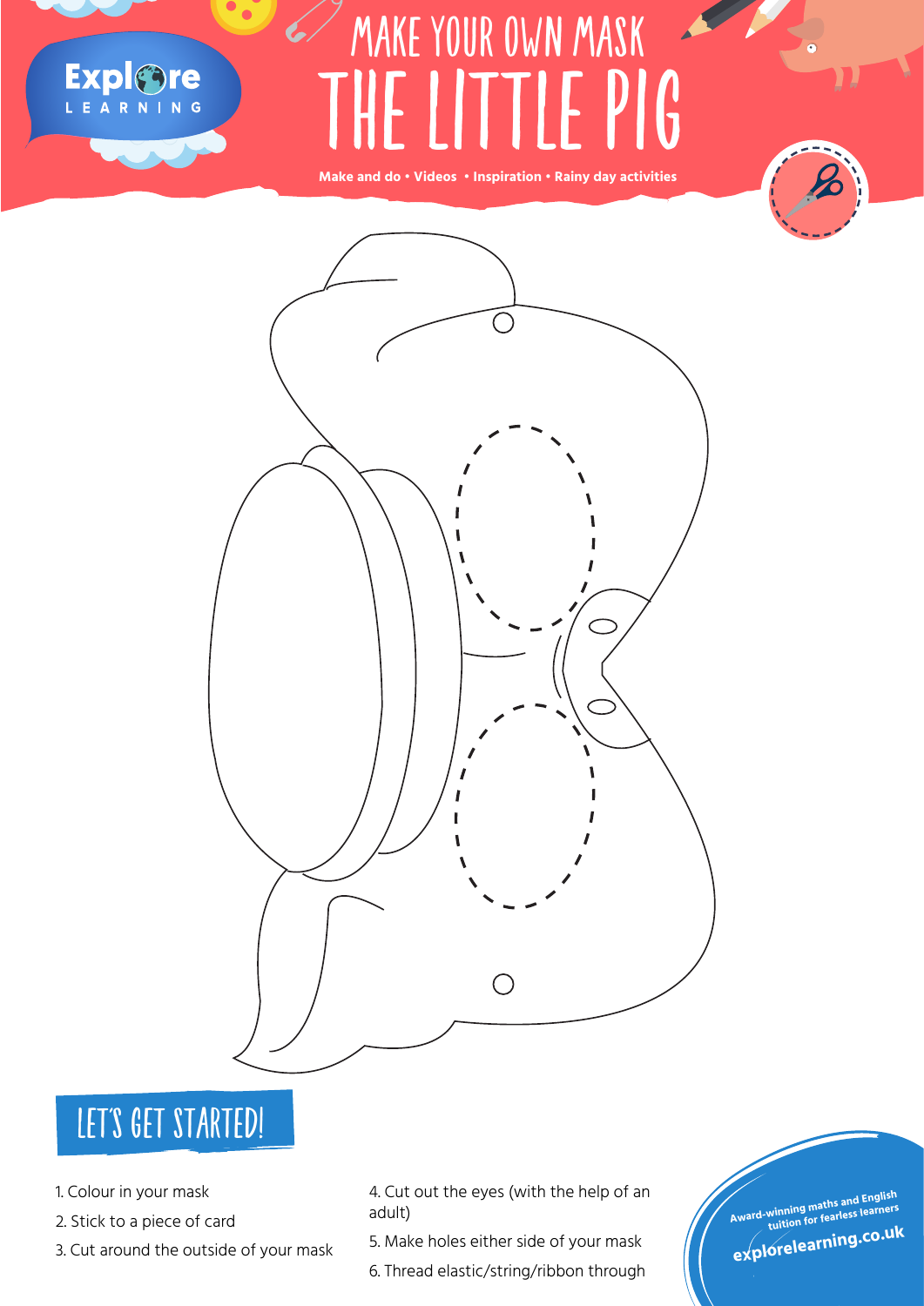# MAKE YOUR OWN MASK

# THE LITTLE PIG

Make and do • Videos • Inspiration • Rainy day activities

## LET'S GET STARTED!

1. Colour in your mask
2. Stick to a piece of card
3. Cut around the outside of your mask
4. Cut out the eyes (with the help of an adult)
5. Make holes either side of your mask
6. Thread elastic/string/ribbon through

Award-winning maths and English tuition for fearless learners

explorelearning.co.uk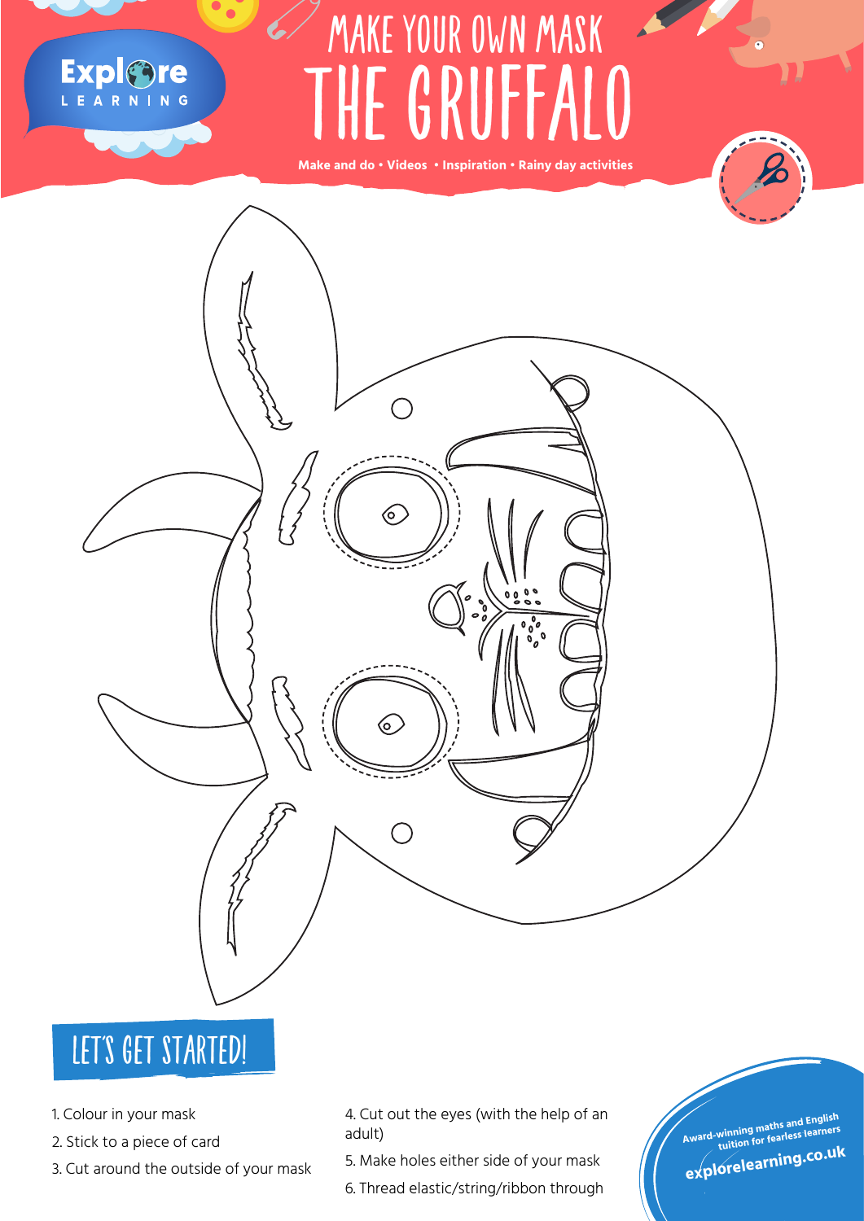Explore LEARNING

# MAKE YOUR OWN MASK THE GRUFFALO

**Make and do • Videos • Inspiration • Rainy day activities**

## LET'S GET STARTED!

1. Colour in your mask
2. Stick to a piece of card
3. Cut around the outside of your mask
4. Cut out the eyes (with the help of an adult)
5. Make holes either side of your mask
6. Thread elastic/string/ribbon through

Award-winning maths and English tuition for fearless learners

explorelearning.co.uk